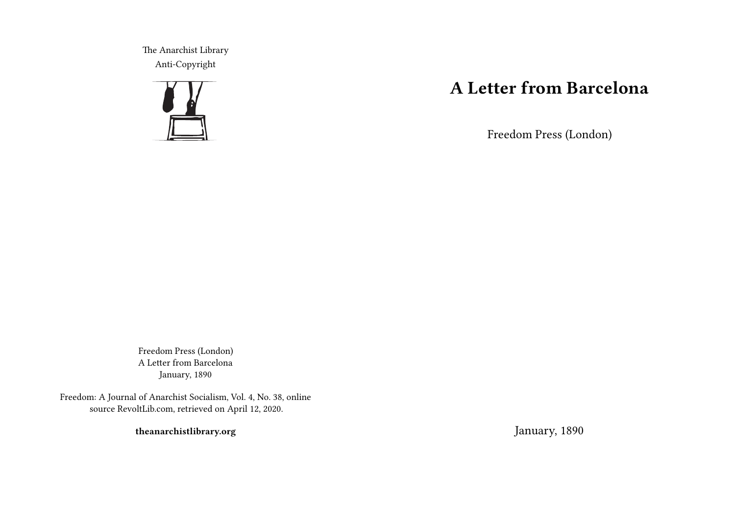# A Letter from Barcelona

Freedom Press (London)

January, 1890

The Anarchist Library
Anti-Copyright

Freedom Press (London)
A Letter from Barcelona
January, 1890

Freedom: A Journal of Anarchist Socialism, Vol. 4, No. 38, online source RevoltLib.com, retrieved on April 12, 2020.

**theanarchistlibrary.org**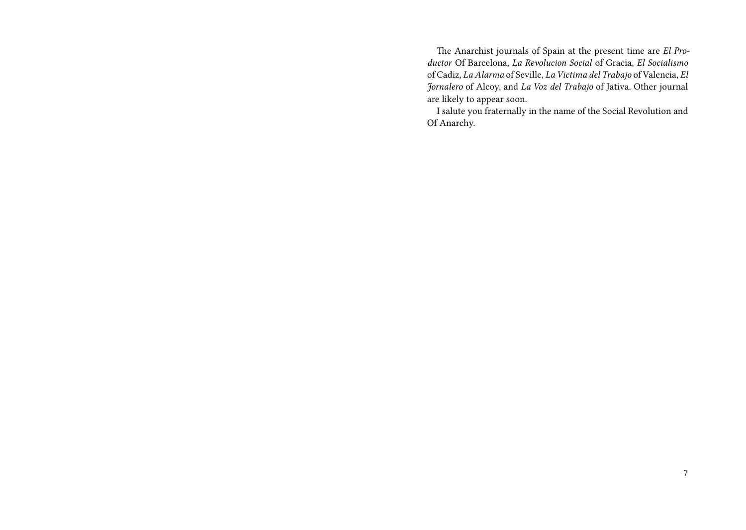The Anarchist journals of Spain at the present time are *El Productor* Of Barcelona, *La Revolucion Social* of Gracia, *El Socialismo* of Cadiz, *La Alarma* of Seville, *La Victima del Trabajo* of Valencia, *El Jornalero* of Alcoy, and *La Voz del Trabajo* of Jativa. Other journal are likely to appear soon.

I salute you fraternally in the name of the Social Revolution and Of Anarchy.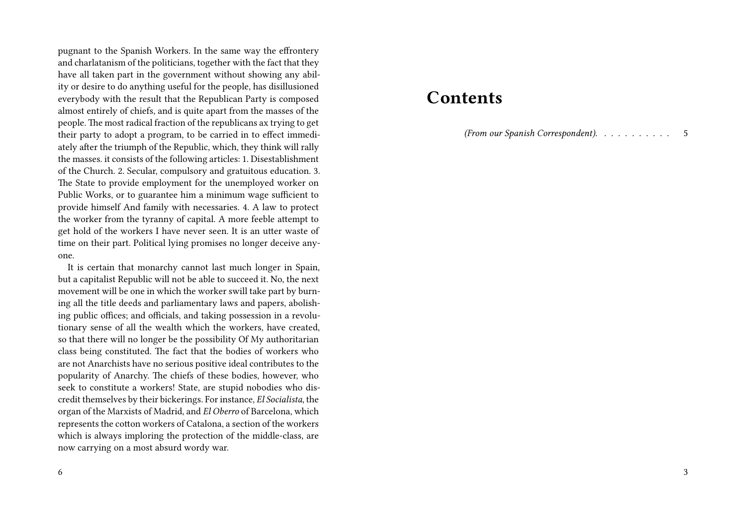pugnant to the Spanish Workers. In the same way the effrontery and charlatanism of the politicians, together with the fact that they have all taken part in the government without showing any ability or desire to do anything useful for the people, has disillusioned everybody with the result that the Republican Party is composed almost entirely of chiefs, and is quite apart from the masses of the people. The most radical fraction of the republicans ax trying to get their party to adopt a program, to be carried in to effect immediately after the triumph of the Republic, which, they think will rally the masses. it consists of the following articles: 1. Disestablishment of the Church. 2. Secular, compulsory and gratuitous education. 3. The State to provide employment for the unemployed worker on Public Works, or to guarantee him a minimum wage sufficient to provide himself And family with necessaries. 4. A law to protect the worker from the tyranny of capital. A more feeble attempt to get hold of the workers I have never seen. It is an utter waste of time on their part. Political lying promises no longer deceive anyone.

It is certain that monarchy cannot last much longer in Spain, but a capitalist Republic will not be able to succeed it. No, the next movement will be one in which the worker swill take part by burning all the title deeds and parliamentary laws and papers, abolishing public offices; and officials, and taking possession in a revolutionary sense of all the wealth which the workers, have created, so that there will no longer be the possibility Of My authoritarian class being constituted. The fact that the bodies of workers who are not Anarchists have no serious positive ideal contributes to the popularity of Anarchy. The chiefs of these bodies, however, who seek to constitute a workers! State, are stupid nobodies who discredit themselves by their bickerings. For instance, *El Socialista*, the organ of the Marxists of Madrid, and *El Oberro* of Barcelona, which represents the cotton workers of Catalona, a section of the workers which is always imploring the protection of the middle-class, are now carrying on a most absurd wordy war.

# Contents

*(From our Spanish Correspondent).* . . . . . . . . . . 5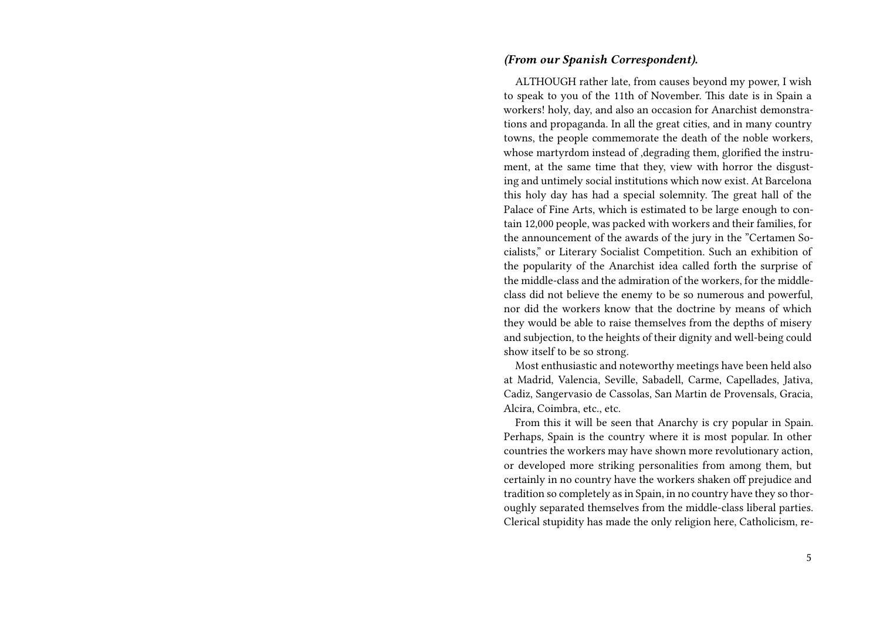*(From our Spanish Correspondent).*

ALTHOUGH rather late, from causes beyond my power, I wish to speak to you of the 11th of November. This date is in Spain a workers! holy, day, and also an occasion for Anarchist demonstrations and propaganda. In all the great cities, and in many country towns, the people commemorate the death of the noble workers, whose martyrdom instead of ,degrading them, glorified the instrument, at the same time that they, view with horror the disgusting and untimely social institutions which now exist. At Barcelona this holy day has had a special solemnity. The great hall of the Palace of Fine Arts, which is estimated to be large enough to contain 12,000 people, was packed with workers and their families, for the announcement of the awards of the jury in the "Certamen Socialists," or Literary Socialist Competition. Such an exhibition of the popularity of the Anarchist idea called forth the surprise of the middle-class and the admiration of the workers, for the middle-class did not believe the enemy to be so numerous and powerful, nor did the workers know that the doctrine by means of which they would be able to raise themselves from the depths of misery and subjection, to the heights of their dignity and well-being could show itself to be so strong.

Most enthusiastic and noteworthy meetings have been held also at Madrid, Valencia, Seville, Sabadell, Carme, Capellades, Jativa, Cadiz, Sangervasio de Cassolas, San Martin de Provensals, Gracia, Alcira, Coimbra, etc., etc.

From this it will be seen that Anarchy is cry popular in Spain. Perhaps, Spain is the country where it is most popular. In other countries the workers may have shown more revolutionary action, or developed more striking personalities from among them, but certainly in no country have the workers shaken off prejudice and tradition so completely as in Spain, in no country have they so thoroughly separated themselves from the middle-class liberal parties. Clerical stupidity has made the only religion here, Catholicism, re-